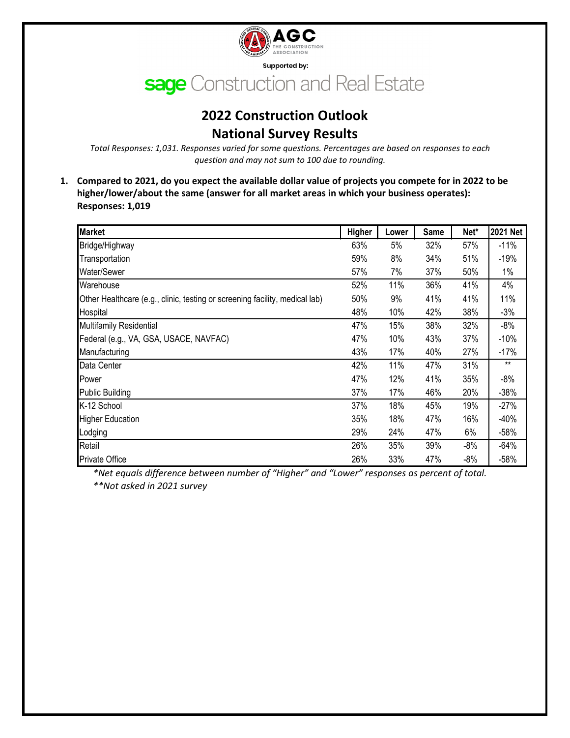AGC THE CONSTRUCTION ASSOCIATION

Supported by:

sage Construction and Real Estate

# 2022 Construction Outlook
# National Survey Results

*Total Responses: 1,031. Responses varied for some questions. Percentages are based on responses to each question and may not sum to 100 due to rounding.*

**1. Compared to 2021, do you expect the available dollar value of projects you compete for in 2022 to be higher/lower/about the same (answer for all market areas in which your business operates): Responses: 1,019**

| Market | Higher | Lower | Same | Net* | 2021 Net |
|---|---|---|---|---|---|
| Bridge/Highway | 63% | 5% | 32% | 57% | -11% |
| Transportation | 59% | 8% | 34% | 51% | -19% |
| Water/Sewer | 57% | 7% | 37% | 50% | 1% |
| Warehouse | 52% | 11% | 36% | 41% | 4% |
| Other Healthcare (e.g., clinic, testing or screening facility, medical lab) | 50% | 9% | 41% | 41% | 11% |
| Hospital | 48% | 10% | 42% | 38% | -3% |
| Multifamily Residential | 47% | 15% | 38% | 32% | -8% |
| Federal (e.g., VA, GSA, USACE, NAVFAC) | 47% | 10% | 43% | 37% | -10% |
| Manufacturing | 43% | 17% | 40% | 27% | -17% |
| Data Center | 42% | 11% | 47% | 31% | ** |
| Power | 47% | 12% | 41% | 35% | -8% |
| Public Building | 37% | 17% | 46% | 20% | -38% |
| K-12 School | 37% | 18% | 45% | 19% | -27% |
| Higher Education | 35% | 18% | 47% | 16% | -40% |
| Lodging | 29% | 24% | 47% | 6% | -58% |
| Retail | 26% | 35% | 39% | -8% | -64% |
| Private Office | 26% | 33% | 47% | -8% | -58% |

*\*Net equals difference between number of "Higher" and "Lower" responses as percent of total.*

*\*\*Not asked in 2021 survey*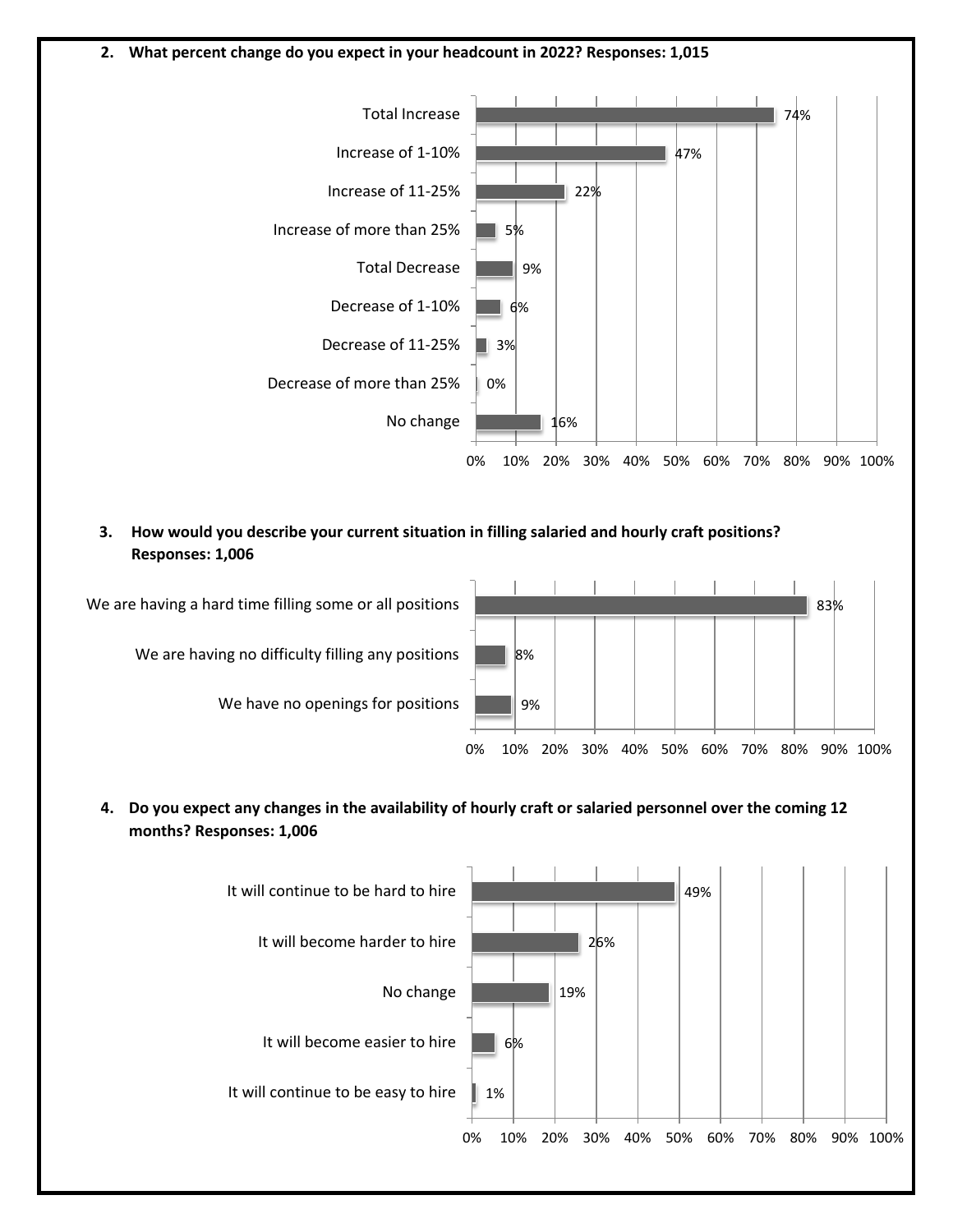2. **What percent change do you expect in your headcount in 2022? Responses: 1,015**

| Response | Percent |
|---|---|
| Total Increase | 74% |
| Increase of 1-10% | 47% |
| Increase of 11-25% | 22% |
| Increase of more than 25% | 5% |
| Total Decrease | 9% |
| Decrease of 1-10% | 6% |
| Decrease of 11-25% | 3% |
| Decrease of more than 25% | 0% |
| No change | 16% |

3. **How would you describe your current situation in filling salaried and hourly craft positions? Responses: 1,006**

| Response | Percent |
|---|---|
| We are having a hard time filling some or all positions | 83% |
| We are having no difficulty filling any positions | 8% |
| We have no openings for positions | 9% |

4. **Do you expect any changes in the availability of hourly craft or salaried personnel over the coming 12 months? Responses: 1,006**

| Response | Percent |
|---|---|
| It will continue to be hard to hire | 49% |
| It will become harder to hire | 26% |
| No change | 19% |
| It will become easier to hire | 6% |
| It will continue to be easy to hire | 1% |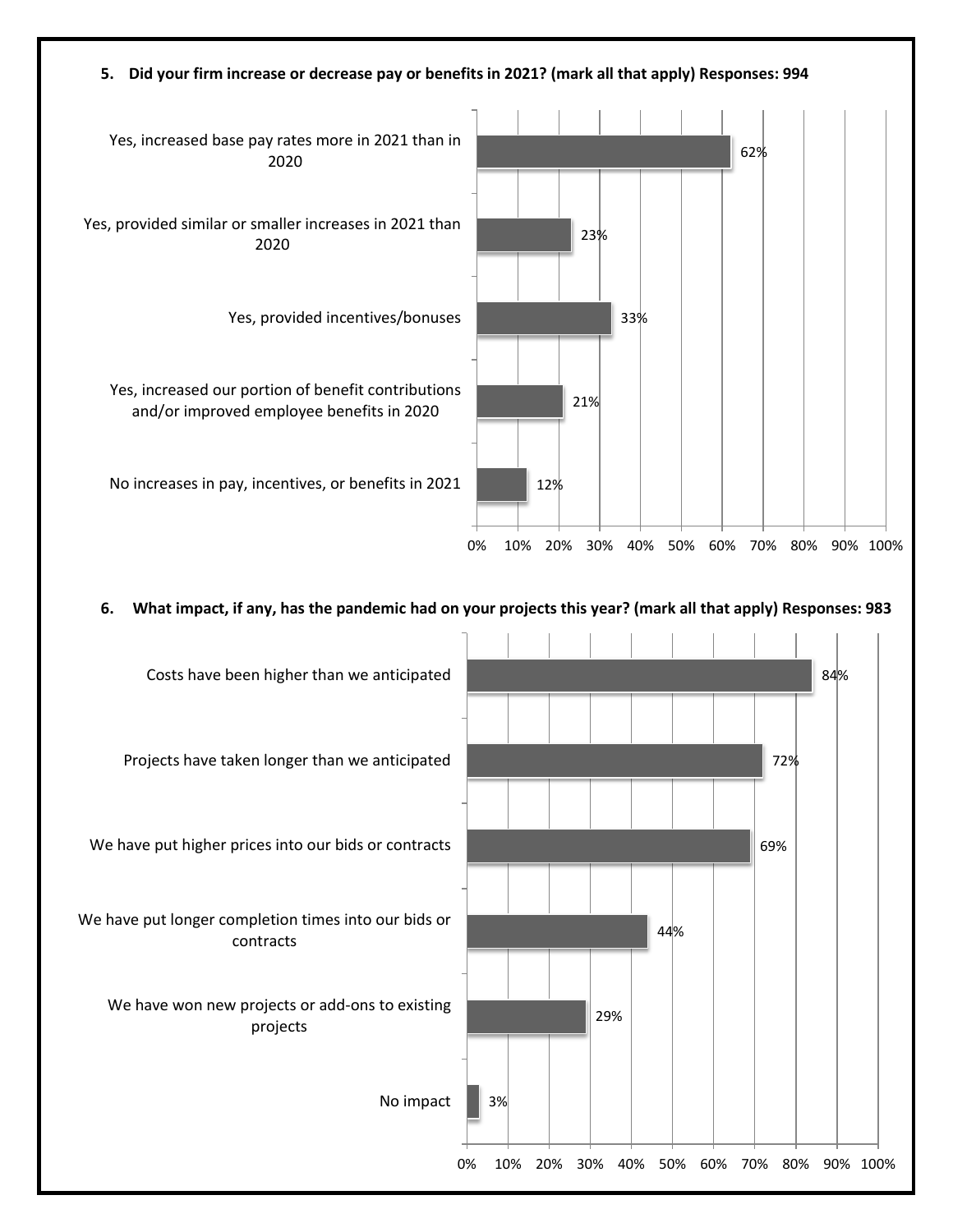**5. Did your firm increase or decrease pay or benefits in 2021? (mark all that apply) Responses: 994**

| Response | Percent |
| --- | --- |
| Yes, increased base pay rates more in 2021 than in 2020 | 62% |
| Yes, provided similar or smaller increases in 2021 than 2020 | 23% |
| Yes, provided incentives/bonuses | 33% |
| Yes, increased our portion of benefit contributions and/or improved employee benefits in 2020 | 21% |
| No increases in pay, incentives, or benefits in 2021 | 12% |

**6. What impact, if any, has the pandemic had on your projects this year? (mark all that apply) Responses: 983**

| Response | Percent |
| --- | --- |
| Costs have been higher than we anticipated | 84% |
| Projects have taken longer than we anticipated | 72% |
| We have put higher prices into our bids or contracts | 69% |
| We have put longer completion times into our bids or contracts | 44% |
| We have won new projects or add-ons to existing projects | 29% |
| No impact | 3% |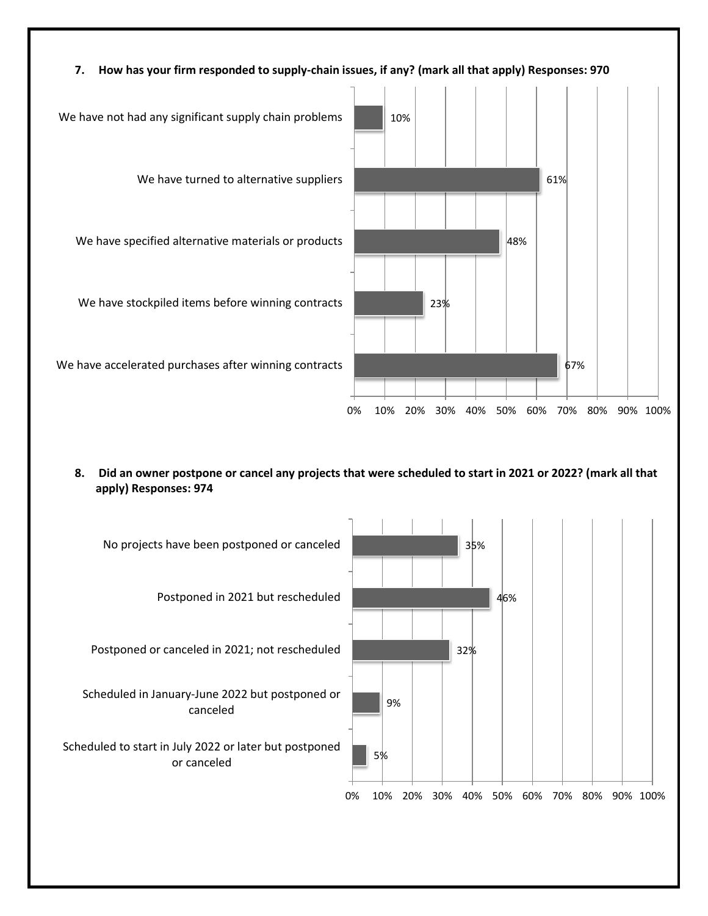**7. How has your firm responded to supply-chain issues, if any? (mark all that apply) Responses: 970**

| Response | Percent |
|---|---|
| We have not had any significant supply chain problems | 10% |
| We have turned to alternative suppliers | 61% |
| We have specified alternative materials or products | 48% |
| We have stockpiled items before winning contracts | 23% |
| We have accelerated purchases after winning contracts | 67% |

**8. Did an owner postpone or cancel any projects that were scheduled to start in 2021 or 2022? (mark all that apply) Responses: 974**

| Response | Percent |
|---|---|
| No projects have been postponed or canceled | 35% |
| Postponed in 2021 but rescheduled | 46% |
| Postponed or canceled in 2021; not rescheduled | 32% |
| Scheduled in January-June 2022 but postponed or canceled | 9% |
| Scheduled to start in July 2022 or later but postponed or canceled | 5% |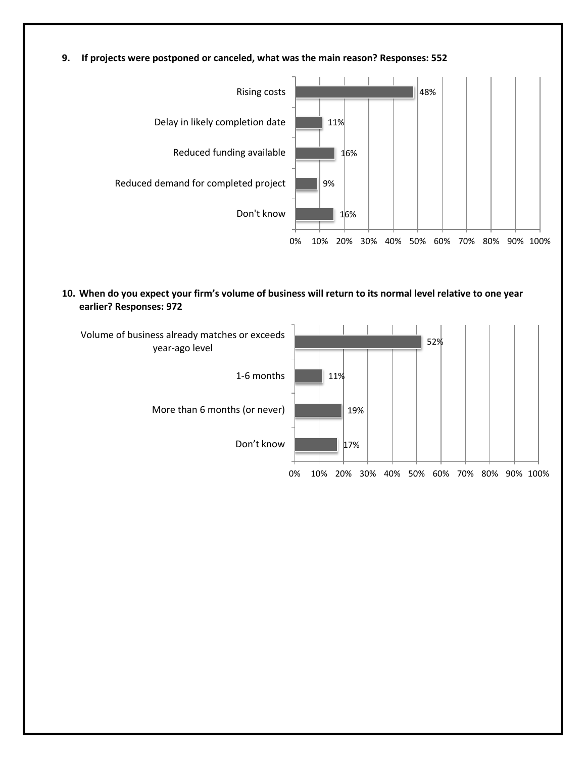**9. If projects were postponed or canceled, what was the main reason? Responses: 552**

| Reason | Percent |
| --- | --- |
| Rising costs | 48% |
| Delay in likely completion date | 11% |
| Reduced funding available | 16% |
| Reduced demand for completed project | 9% |
| Don't know | 16% |

**10. When do you expect your firm's volume of business will return to its normal level relative to one year earlier? Responses: 972**

| Response | Percent |
| --- | --- |
| Volume of business already matches or exceeds year-ago level | 52% |
| 1-6 months | 11% |
| More than 6 months (or never) | 19% |
| Don't know | 17% |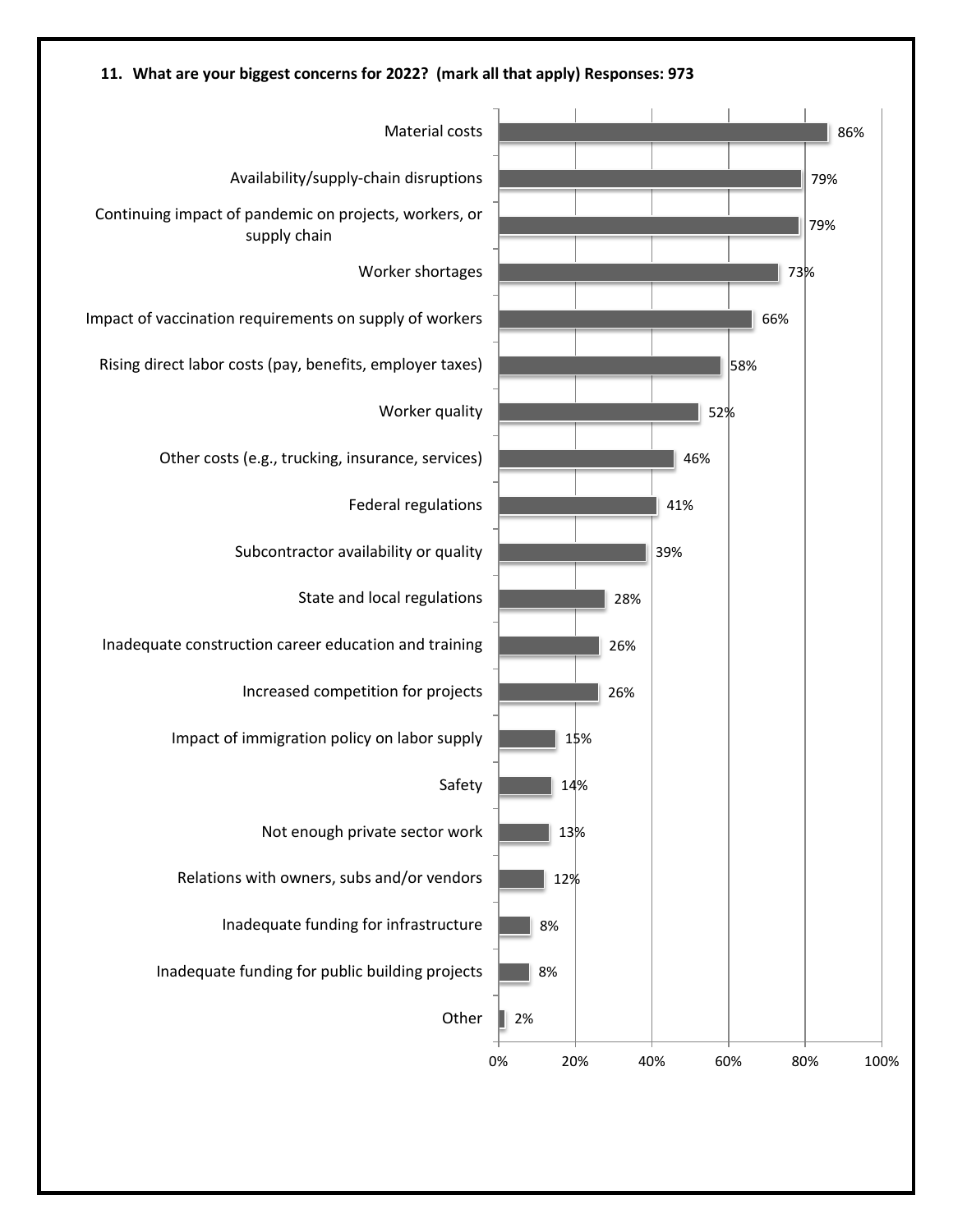**11. What are your biggest concerns for 2022? (mark all that apply) Responses: 973**

| Concern | Percentage |
| --- | --- |
| Material costs | 86% |
| Availability/supply-chain disruptions | 79% |
| Continuing impact of pandemic on projects, workers, or supply chain | 79% |
| Worker shortages | 73% |
| Impact of vaccination requirements on supply of workers | 66% |
| Rising direct labor costs (pay, benefits, employer taxes) | 58% |
| Worker quality | 52% |
| Other costs (e.g., trucking, insurance, services) | 46% |
| Federal regulations | 41% |
| Subcontractor availability or quality | 39% |
| State and local regulations | 28% |
| Inadequate construction career education and training | 26% |
| Increased competition for projects | 26% |
| Impact of immigration policy on labor supply | 15% |
| Safety | 14% |
| Not enough private sector work | 13% |
| Relations with owners, subs and/or vendors | 12% |
| Inadequate funding for infrastructure | 8% |
| Inadequate funding for public building projects | 8% |
| Other | 2% |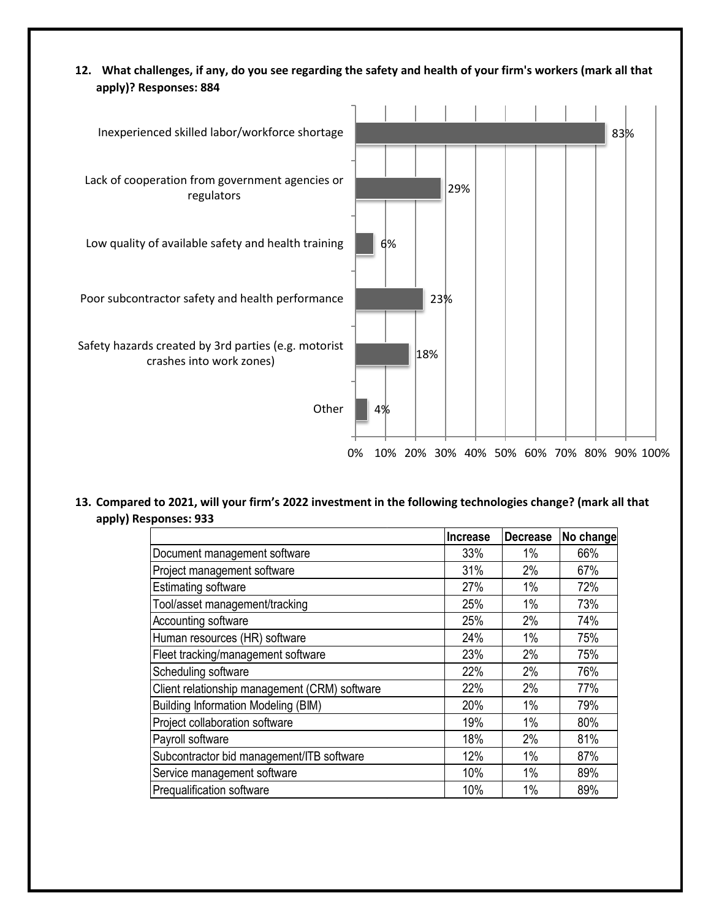**12. What challenges, if any, do you see regarding the safety and health of your firm's workers (mark all that apply)? Responses: 884**

| Challenge | Percent |
|---|---|
| Inexperienced skilled labor/workforce shortage | 83% |
| Lack of cooperation from government agencies or regulators | 29% |
| Low quality of available safety and health training | 6% |
| Poor subcontractor safety and health performance | 23% |
| Safety hazards created by 3rd parties (e.g. motorist crashes into work zones) | 18% |
| Other | 4% |

**13. Compared to 2021, will your firm's 2022 investment in the following technologies change? (mark all that apply) Responses: 933**

| | Increase | Decrease | No change |
|---|---|---|---|
| Document management software | 33% | 1% | 66% |
| Project management software | 31% | 2% | 67% |
| Estimating software | 27% | 1% | 72% |
| Tool/asset management/tracking | 25% | 1% | 73% |
| Accounting software | 25% | 2% | 74% |
| Human resources (HR) software | 24% | 1% | 75% |
| Fleet tracking/management software | 23% | 2% | 75% |
| Scheduling software | 22% | 2% | 76% |
| Client relationship management (CRM) software | 22% | 2% | 77% |
| Building Information Modeling (BIM) | 20% | 1% | 79% |
| Project collaboration software | 19% | 1% | 80% |
| Payroll software | 18% | 2% | 81% |
| Subcontractor bid management/ITB software | 12% | 1% | 87% |
| Service management software | 10% | 1% | 89% |
| Prequalification software | 10% | 1% | 89% |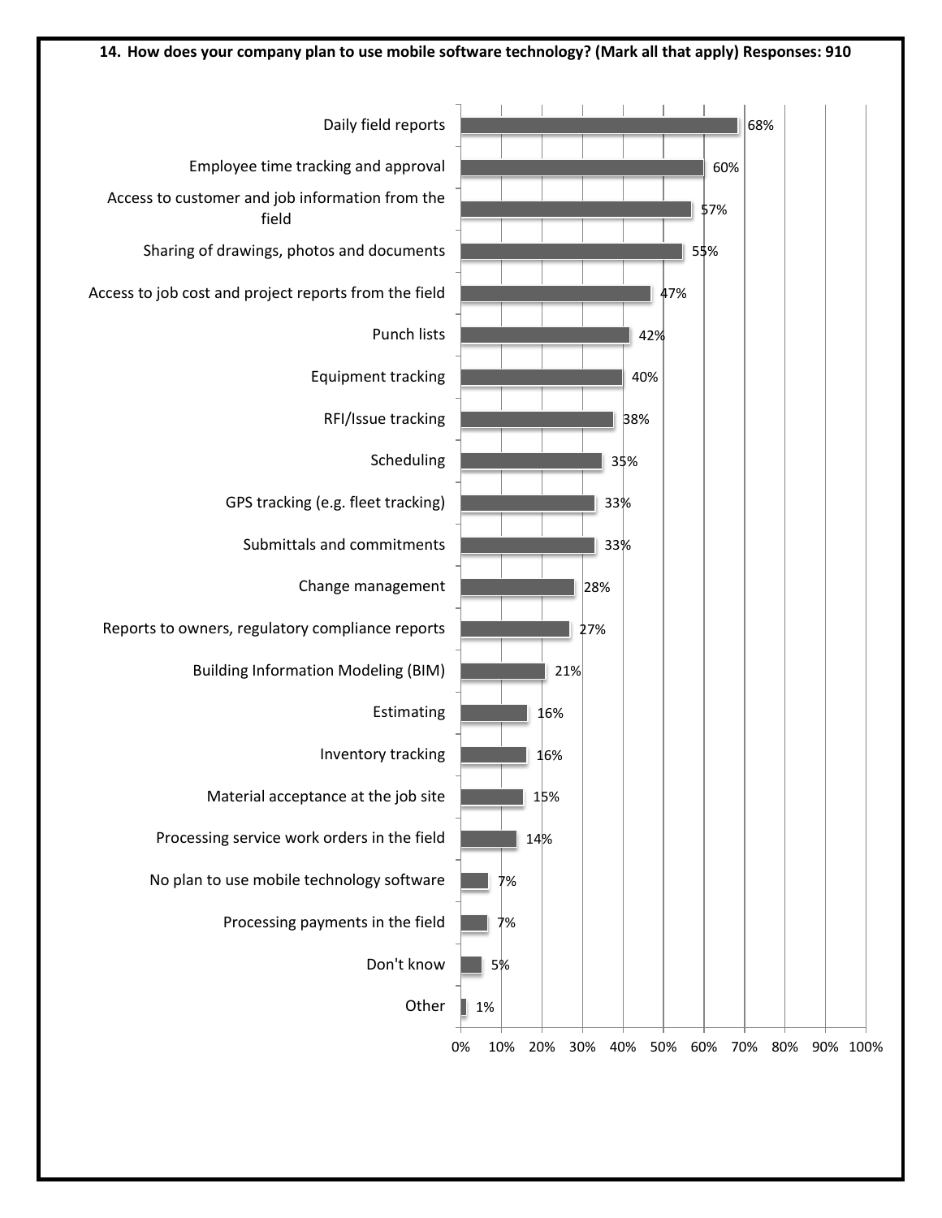**14. How does your company plan to use mobile software technology? (Mark all that apply) Responses: 910**

| Response | Percentage |
| --- | --- |
| Daily field reports | 68% |
| Employee time tracking and approval | 60% |
| Access to customer and job information from the field | 57% |
| Sharing of drawings, photos and documents | 55% |
| Access to job cost and project reports from the field | 47% |
| Punch lists | 42% |
| Equipment tracking | 40% |
| RFI/Issue tracking | 38% |
| Scheduling | 35% |
| GPS tracking (e.g. fleet tracking) | 33% |
| Submittals and commitments | 33% |
| Change management | 28% |
| Reports to owners, regulatory compliance reports | 27% |
| Building Information Modeling (BIM) | 21% |
| Estimating | 16% |
| Inventory tracking | 16% |
| Material acceptance at the job site | 15% |
| Processing service work orders in the field | 14% |
| No plan to use mobile technology software | 7% |
| Processing payments in the field | 7% |
| Don't know | 5% |
| Other | 1% |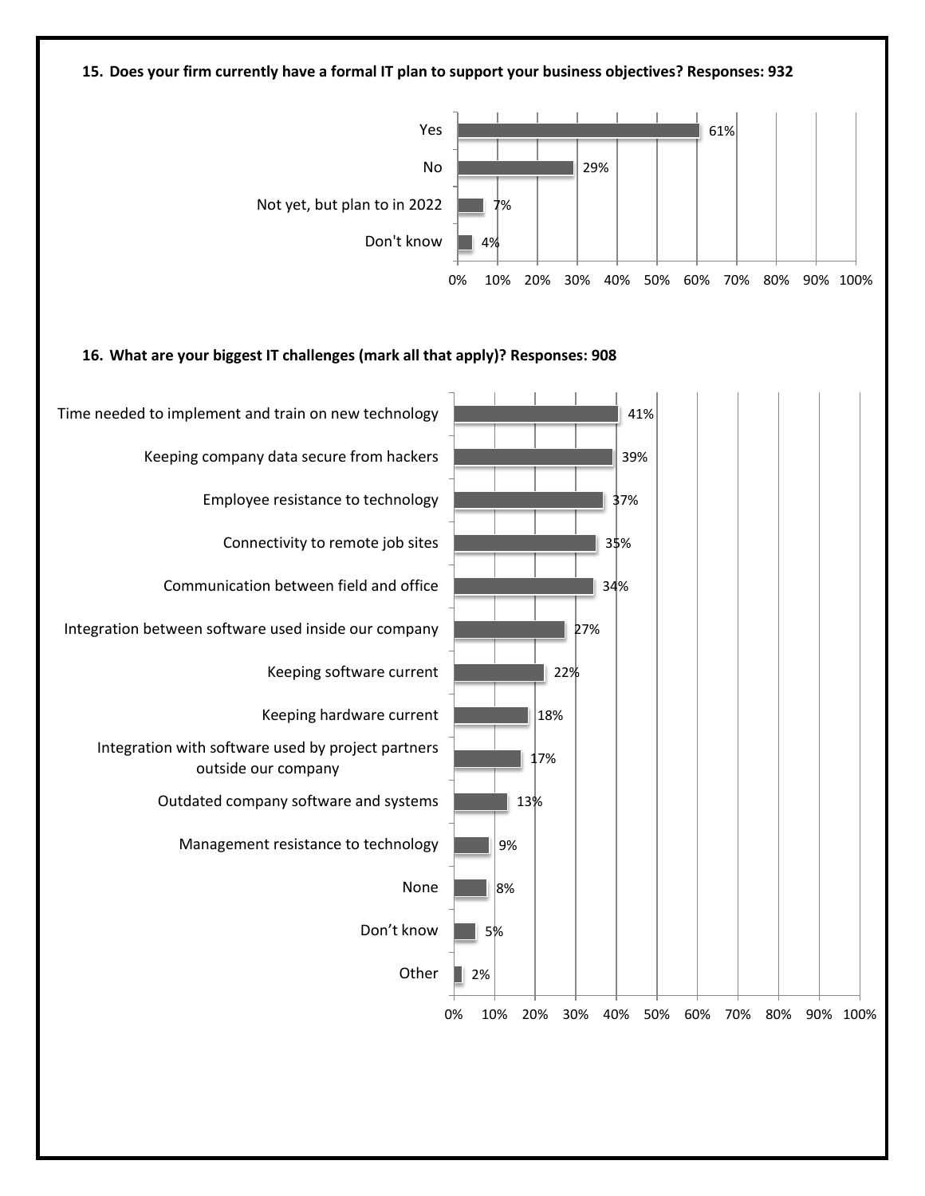**15. Does your firm currently have a formal IT plan to support your business objectives? Responses: 932**

| Response | Percentage |
|---|---|
| Yes | 61% |
| No | 29% |
| Not yet, but plan to in 2022 | 7% |
| Don't know | 4% |

**16. What are your biggest IT challenges (mark all that apply)? Responses: 908**

| Response | Percentage |
|---|---|
| Time needed to implement and train on new technology | 41% |
| Keeping company data secure from hackers | 39% |
| Employee resistance to technology | 37% |
| Connectivity to remote job sites | 35% |
| Communication between field and office | 34% |
| Integration between software used inside our company | 27% |
| Keeping software current | 22% |
| Keeping hardware current | 18% |
| Integration with software used by project partners outside our company | 17% |
| Outdated company software and systems | 13% |
| Management resistance to technology | 9% |
| None | 8% |
| Don't know | 5% |
| Other | 2% |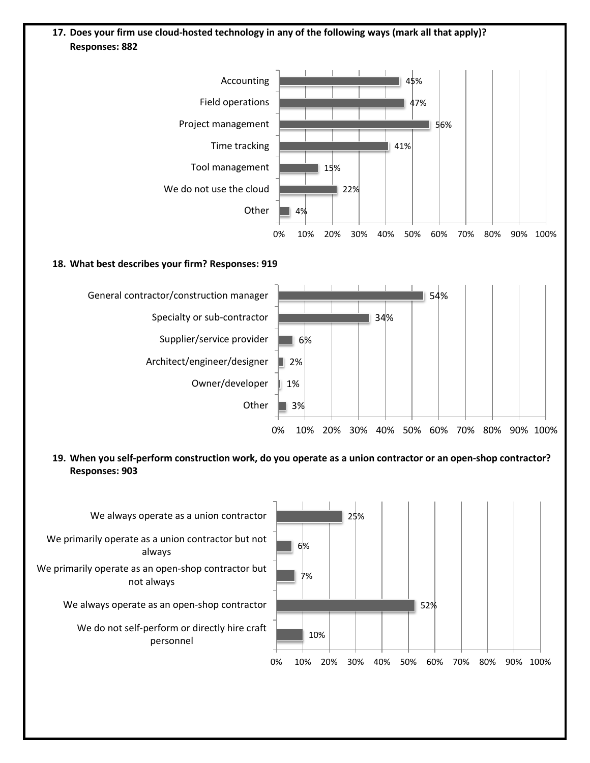**17. Does your firm use cloud-hosted technology in any of the following ways (mark all that apply)? Responses: 882**

| Response | Percent |
|---|---|
| Accounting | 45% |
| Field operations | 47% |
| Project management | 56% |
| Time tracking | 41% |
| Tool management | 15% |
| We do not use the cloud | 22% |
| Other | 4% |

**18. What best describes your firm? Responses: 919**

| Response | Percent |
|---|---|
| General contractor/construction manager | 54% |
| Specialty or sub-contractor | 34% |
| Supplier/service provider | 6% |
| Architect/engineer/designer | 2% |
| Owner/developer | 1% |
| Other | 3% |

**19. When you self-perform construction work, do you operate as a union contractor or an open-shop contractor? Responses: 903**

| Response | Percent |
|---|---|
| We always operate as a union contractor | 25% |
| We primarily operate as a union contractor but not always | 6% |
| We primarily operate as an open-shop contractor but not always | 7% |
| We always operate as an open-shop contractor | 52% |
| We do not self-perform or directly hire craft personnel | 10% |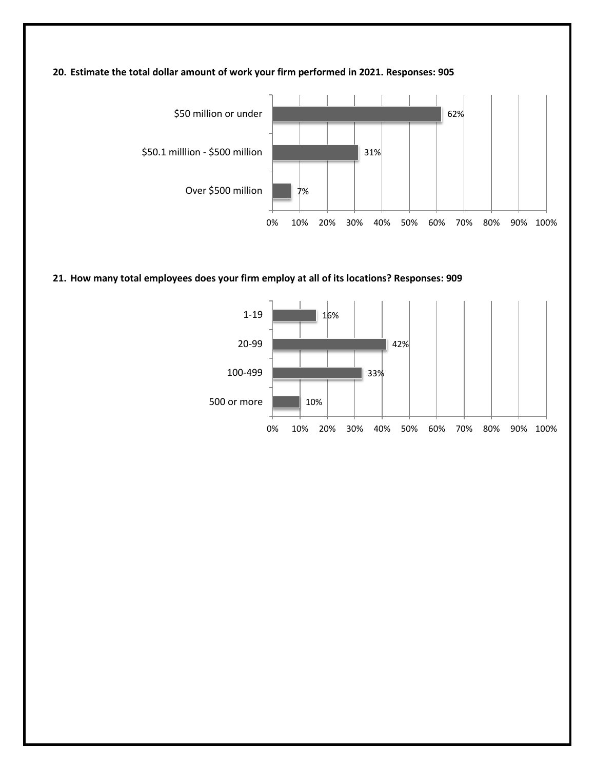**20. Estimate the total dollar amount of work your firm performed in 2021. Responses: 905**

$50 million or under

62%

$50.1 milllion - $500 million

31%

Over $500 million

7%

0% 10% 20% 30% 40% 50% 60% 70% 80% 90% 100%

**21. How many total employees does your firm employ at all of its locations? Responses: 909**

1-19

16%

20-99

42%

100-499

33%

500 or more

10%

0% 10% 20% 30% 40% 50% 60% 70% 80% 90% 100%